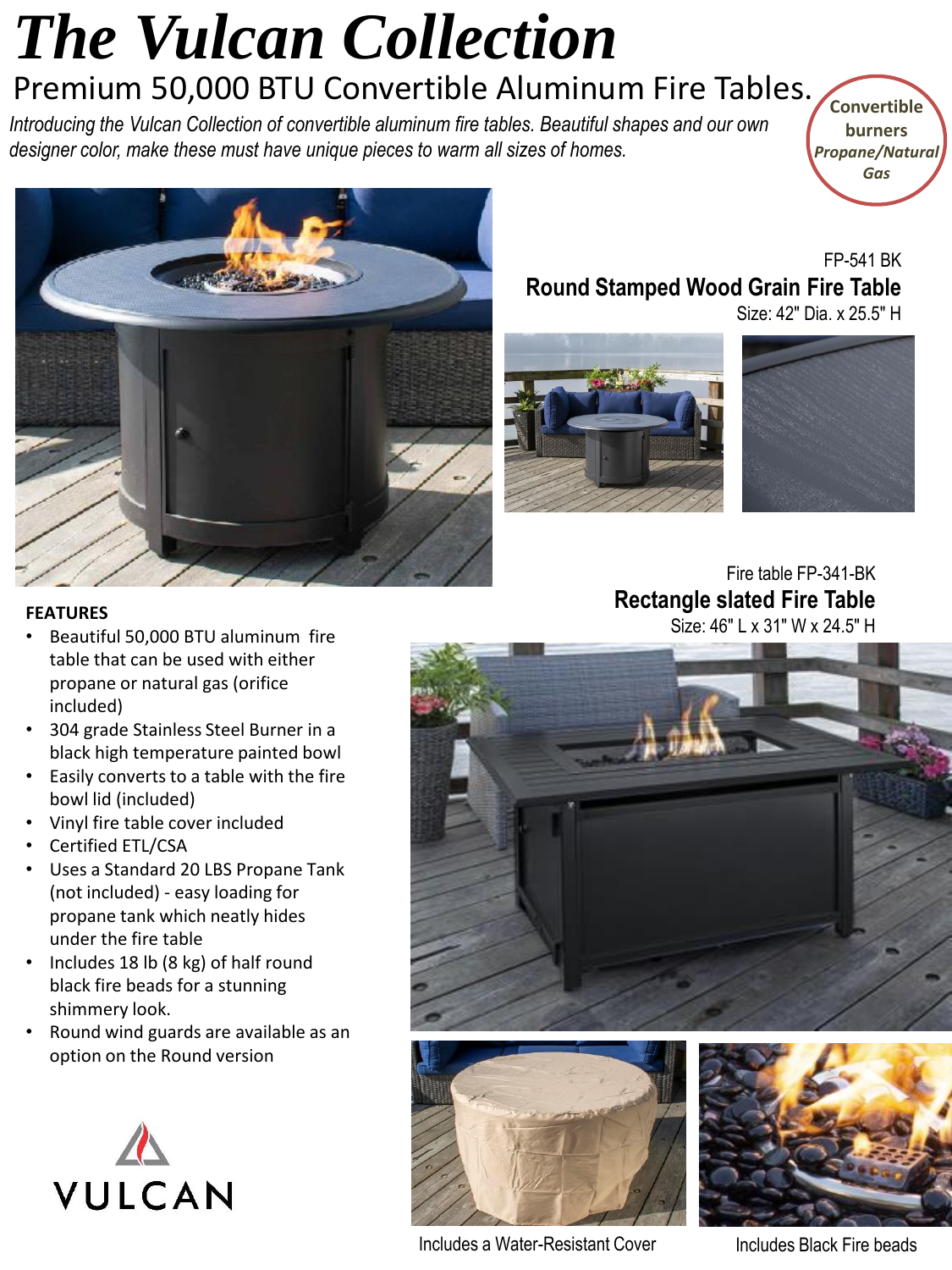# The Vulcan Collection

## Premium 50,000 BTU Convertible Aluminum Fire Tables.

*Introducing the Vulcan Collection of convertible aluminum fire tables. Beautiful shapes and our own designer color, make these must have unique pieces to warm all sizes of homes.*

**Convertible burners *Propane/Natural Gas***

FP-541 BK

**Round Stamped Wood Grain Fire Table**

Size: 42" Dia. x 25.5" H

Fire table FP-341-BK

**Rectangle slated Fire Table**

Size: 46" L x 31" W x 24.5" H

**FEATURES**

- Beautiful 50,000 BTU aluminum fire table that can be used with either propane or natural gas (orifice included)
- 304 grade Stainless Steel Burner in a black high temperature painted bowl
- Easily converts to a table with the fire bowl lid (included)
- Vinyl fire table cover included
- Certified ETL/CSA
- Uses a Standard 20 LBS Propane Tank (not included) - easy loading for propane tank which neatly hides under the fire table
- Includes 18 lb (8 kg) of half round black fire beads for a stunning shimmery look.
- Round wind guards are available as an option on the Round version

VULCAN

Includes a Water-Resistant Cover

Includes Black Fire beads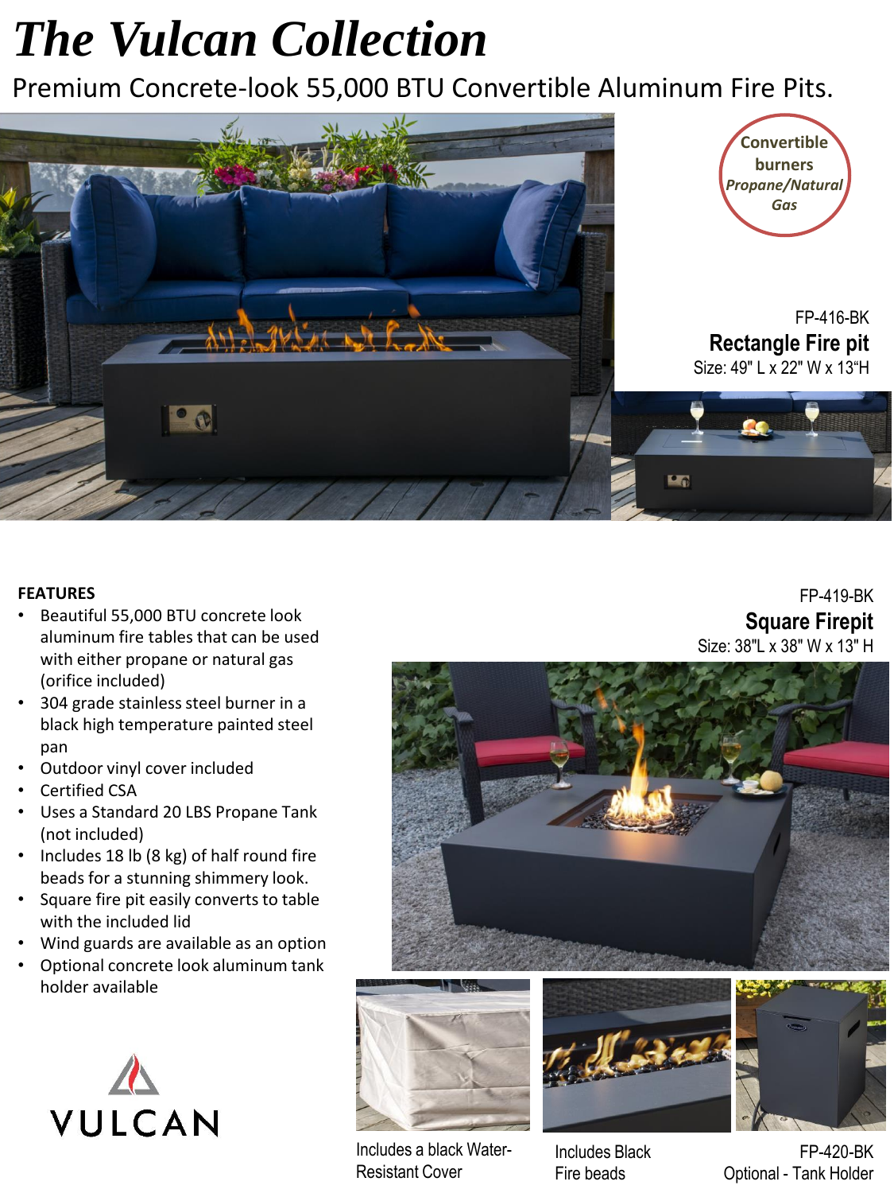# The Vulcan Collection

Premium Concrete-look 55,000 BTU Convertible Aluminum Fire Pits.

Convertible burners *Propane/Natural Gas*

FP-416-BK

**Rectangle Fire pit**

Size: 49" L x 22" W x 13"H

## FEATURES

- Beautiful 55,000 BTU concrete look aluminum fire tables that can be used with either propane or natural gas (orifice included)
- 304 grade stainless steel burner in a black high temperature painted steel pan
- Outdoor vinyl cover included
- Certified CSA
- Uses a Standard 20 LBS Propane Tank (not included)
- Includes 18 lb (8 kg) of half round fire beads for a stunning shimmery look.
- Square fire pit easily converts to table with the included lid
- Wind guards are available as an option
- Optional concrete look aluminum tank holder available

FP-419-BK

**Square Firepit**

Size: 38"L x 38" W x 13" H

VULCAN

Includes a black Water-Resistant Cover

Includes Black Fire beads

FP-420-BK

Optional - Tank Holder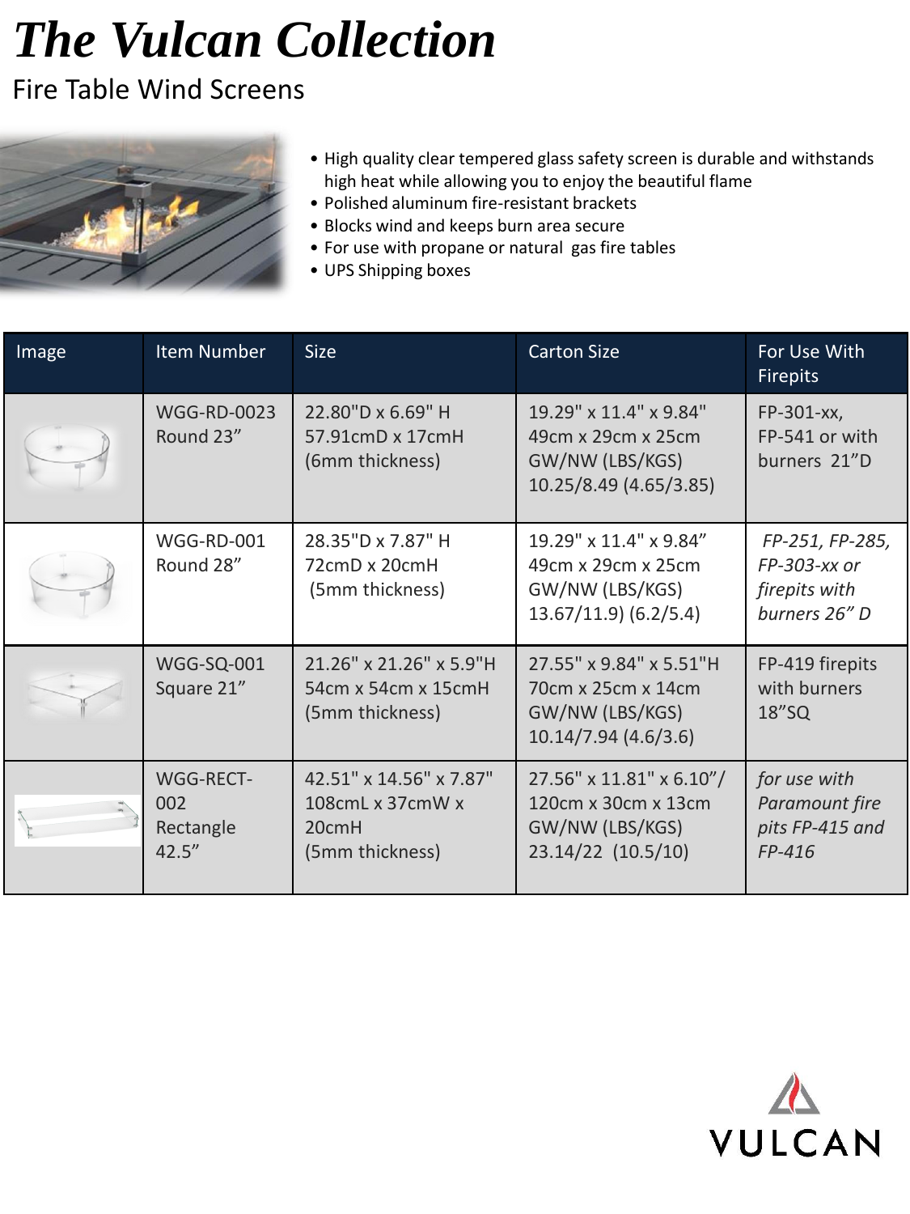# *The Vulcan Collection*

Fire Table Wind Screens

- High quality clear tempered glass safety screen is durable and withstands high heat while allowing you to enjoy the beautiful flame
- Polished aluminum fire-resistant brackets
- Blocks wind and keeps burn area secure
- For use with propane or natural gas fire tables
- UPS Shipping boxes

| Image | Item Number | Size | Carton Size | For Use With Firepits |
|---|---|---|---|---|
| | WGG-RD-0023 Round 23” | 22.80"D x 6.69" H 57.91cmD x 17cmH (6mm thickness) | 19.29" x 11.4" x 9.84" 49cm x 29cm x 25cm GW/NW (LBS/KGS) 10.25/8.49 (4.65/3.85) | FP-301-xx, FP-541 or with burners 21”D |
| | WGG-RD-001 Round 28” | 28.35"D x 7.87" H 72cmD x 20cmH (5mm thickness) | 19.29" x 11.4" x 9.84” 49cm x 29cm x 25cm GW/NW (LBS/KGS) 13.67/11.9) (6.2/5.4) | *FP-251, FP-285, FP-303-xx or firepits with burners 26” D* |
| | WGG-SQ-001 Square 21” | 21.26" x 21.26" x 5.9"H 54cm x 54cm x 15cmH (5mm thickness) | 27.55" x 9.84" x 5.51"H 70cm x 25cm x 14cm GW/NW (LBS/KGS) 10.14/7.94 (4.6/3.6) | FP-419 firepits with burners 18”SQ |
| | WGG-RECT-002 Rectangle 42.5” | 42.51" x 14.56" x 7.87" 108cmL x 37cmW x 20cmH (5mm thickness) | 27.56" x 11.81" x 6.10”/ 120cm x 30cm x 13cm GW/NW (LBS/KGS) 23.14/22 (10.5/10) | *for use with Paramount fire pits FP-415 and FP-416* |

VULCAN